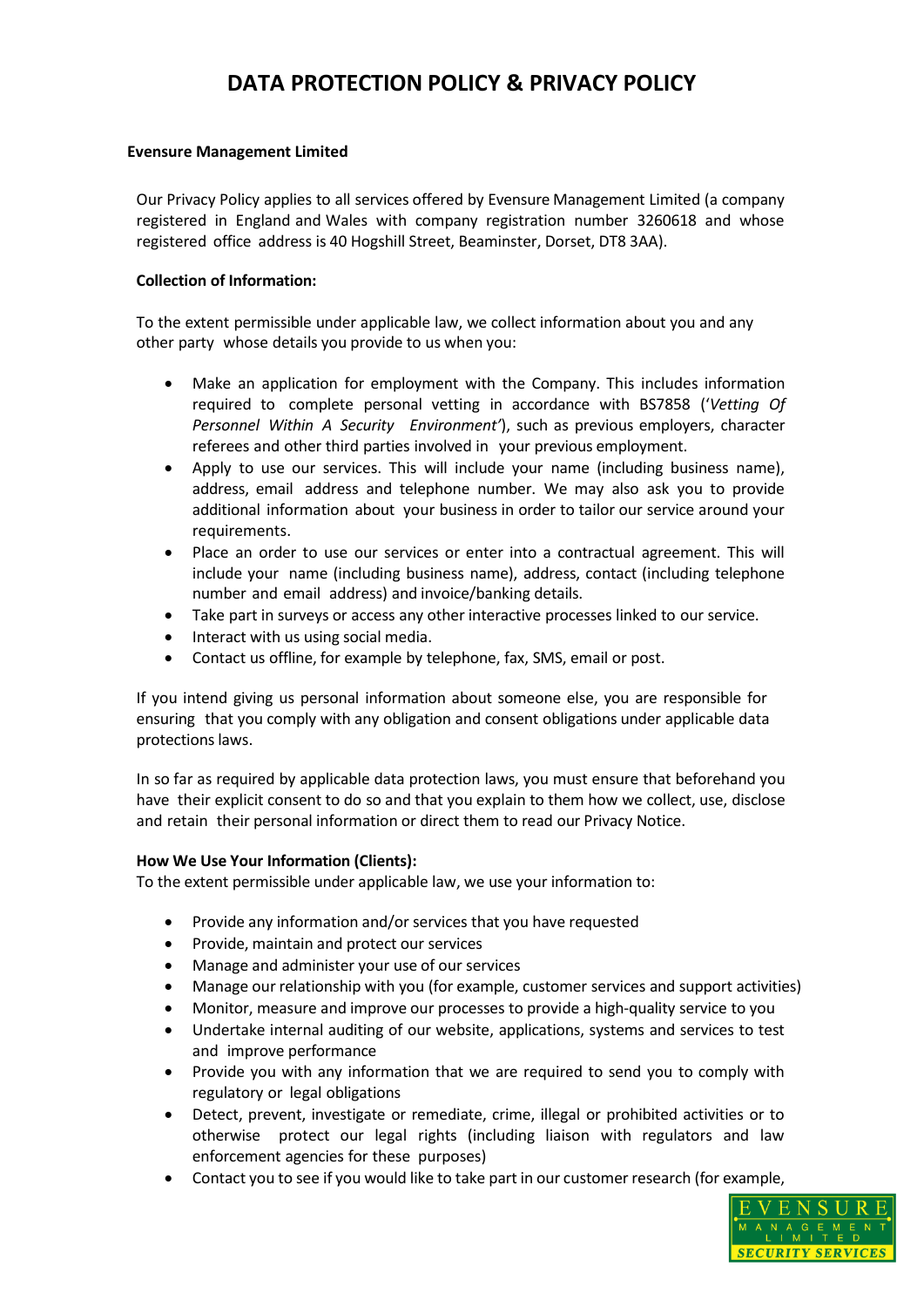# DATA PROTECTION POLICY & PRIVACY POLICY

**Evensure Management Limited**

Our Privacy Policy applies to all services offered by Evensure Management Limited (a company registered in England and Wales with company registration number 3260618 and whose registered office address is 40 Hogshill Street, Beaminster, Dorset, DT8 3AA).

**Collection of Information:**

To the extent permissible under applicable law, we collect information about you and any other party whose details you provide to us when you:

- Make an application for employment with the Company. This includes information required to complete personal vetting in accordance with BS7858 (*'Vetting Of Personnel Within A Security Environment'*), such as previous employers, character referees and other third parties involved in your previous employment.
- Apply to use our services. This will include your name (including business name), address, email address and telephone number. We may also ask you to provide additional information about your business in order to tailor our service around your requirements.
- Place an order to use our services or enter into a contractual agreement. This will include your name (including business name), address, contact (including telephone number and email address) and invoice/banking details.
- Take part in surveys or access any other interactive processes linked to our service.
- Interact with us using social media.
- Contact us offline, for example by telephone, fax, SMS, email or post.

If you intend giving us personal information about someone else, you are responsible for ensuring that you comply with any obligation and consent obligations under applicable data protections laws.

In so far as required by applicable data protection laws, you must ensure that beforehand you have their explicit consent to do so and that you explain to them how we collect, use, disclose and retain their personal information or direct them to read our Privacy Notice.

**How We Use Your Information (Clients):**

To the extent permissible under applicable law, we use your information to:

- Provide any information and/or services that you have requested
- Provide, maintain and protect our services
- Manage and administer your use of our services
- Manage our relationship with you (for example, customer services and support activities)
- Monitor, measure and improve our processes to provide a high-quality service to you
- Undertake internal auditing of our website, applications, systems and services to test and improve performance
- Provide you with any information that we are required to send you to comply with regulatory or legal obligations
- Detect, prevent, investigate or remediate, crime, illegal or prohibited activities or to otherwise protect our legal rights (including liaison with regulators and law enforcement agencies for these purposes)
- Contact you to see if you would like to take part in our customer research (for example,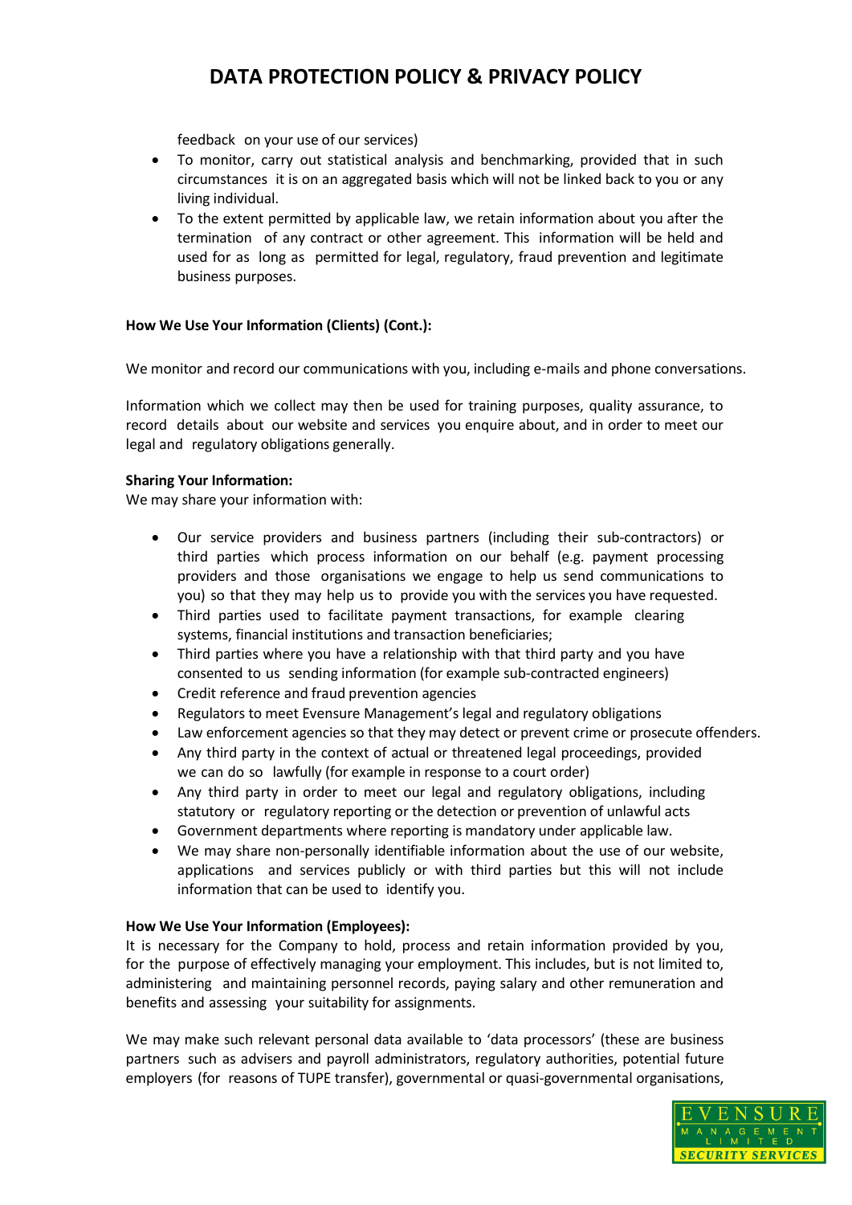feedback on your use of our services)

- To monitor, carry out statistical analysis and benchmarking, provided that in such circumstances it is on an aggregated basis which will not be linked back to you or any living individual.
- To the extent permitted by applicable law, we retain information about you after the termination of any contract or other agreement. This information will be held and used for as long as permitted for legal, regulatory, fraud prevention and legitimate business purposes.

**How We Use Your Information (Clients) (Cont.):**

We monitor and record our communications with you, including e-mails and phone conversations.

Information which we collect may then be used for training purposes, quality assurance, to record details about our website and services you enquire about, and in order to meet our legal and regulatory obligations generally.

**Sharing Your Information:**

We may share your information with:

- Our service providers and business partners (including their sub-contractors) or third parties which process information on our behalf (e.g. payment processing providers and those organisations we engage to help us send communications to you) so that they may help us to provide you with the services you have requested.
- Third parties used to facilitate payment transactions, for example clearing systems, financial institutions and transaction beneficiaries;
- Third parties where you have a relationship with that third party and you have consented to us sending information (for example sub-contracted engineers)
- Credit reference and fraud prevention agencies
- Regulators to meet Evensure Management's legal and regulatory obligations
- Law enforcement agencies so that they may detect or prevent crime or prosecute offenders.
- Any third party in the context of actual or threatened legal proceedings, provided we can do so lawfully (for example in response to a court order)
- Any third party in order to meet our legal and regulatory obligations, including statutory or regulatory reporting or the detection or prevention of unlawful acts
- Government departments where reporting is mandatory under applicable law.
- We may share non-personally identifiable information about the use of our website, applications and services publicly or with third parties but this will not include information that can be used to identify you.

**How We Use Your Information (Employees):**

It is necessary for the Company to hold, process and retain information provided by you, for the purpose of effectively managing your employment. This includes, but is not limited to, administering and maintaining personnel records, paying salary and other remuneration and benefits and assessing your suitability for assignments.

We may make such relevant personal data available to 'data processors' (these are business partners such as advisers and payroll administrators, regulatory authorities, potential future employers (for reasons of TUPE transfer), governmental or quasi-governmental organisations,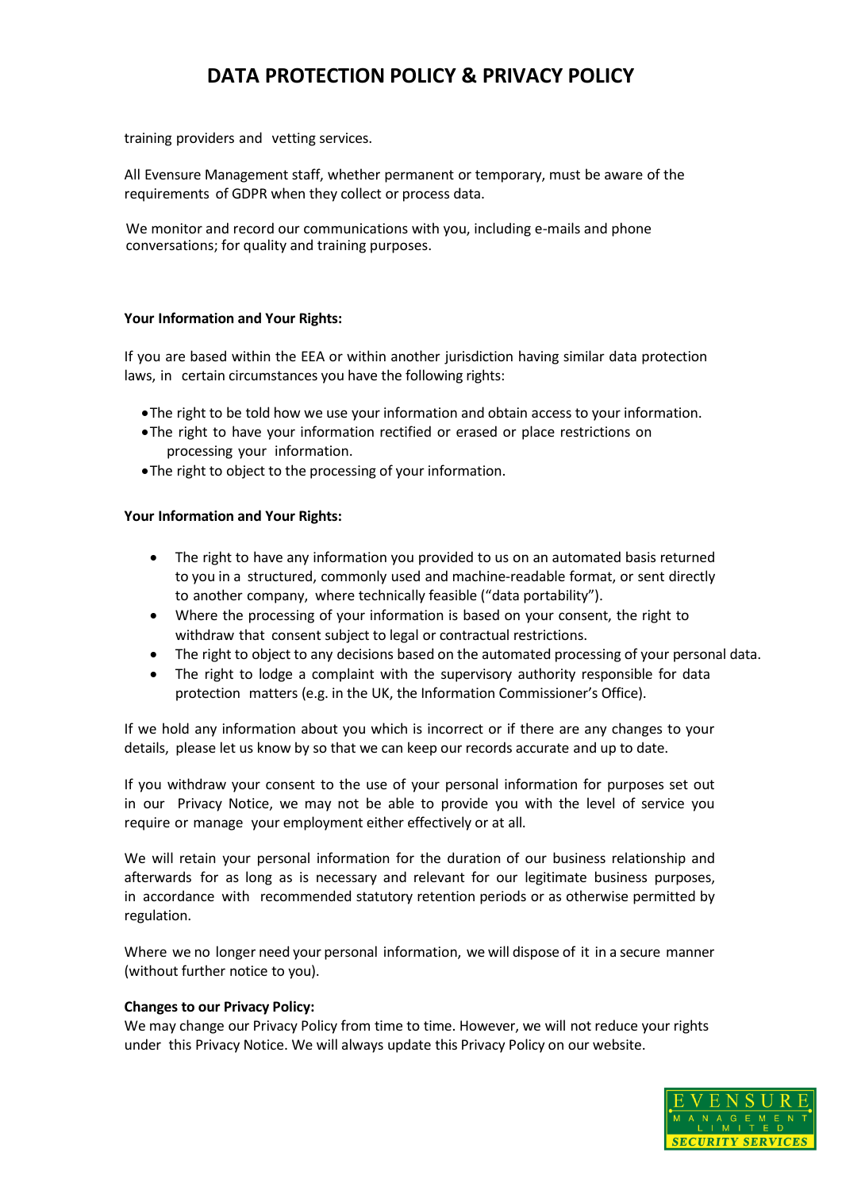training providers and vetting services.

All Evensure Management staff, whether permanent or temporary, must be aware of the requirements of GDPR when they collect or process data.

We monitor and record our communications with you, including e-mails and phone conversations; for quality and training purposes.

**Your Information and Your Rights:**

If you are based within the EEA or within another jurisdiction having similar data protection laws, in certain circumstances you have the following rights:

- The right to be told how we use your information and obtain access to your information.
- The right to have your information rectified or erased or place restrictions on processing your information.
- The right to object to the processing of your information.

**Your Information and Your Rights:**

- The right to have any information you provided to us on an automated basis returned to you in a structured, commonly used and machine-readable format, or sent directly to another company, where technically feasible ("data portability").
- Where the processing of your information is based on your consent, the right to withdraw that consent subject to legal or contractual restrictions.
- The right to object to any decisions based on the automated processing of your personal data.
- The right to lodge a complaint with the supervisory authority responsible for data protection matters (e.g. in the UK, the Information Commissioner's Office).

If we hold any information about you which is incorrect or if there are any changes to your details, please let us know by so that we can keep our records accurate and up to date.

If you withdraw your consent to the use of your personal information for purposes set out in our Privacy Notice, we may not be able to provide you with the level of service you require or manage your employment either effectively or at all.

We will retain your personal information for the duration of our business relationship and afterwards for as long as is necessary and relevant for our legitimate business purposes, in accordance with recommended statutory retention periods or as otherwise permitted by regulation.

Where we no longer need your personal information, we will dispose of it in a secure manner (without further notice to you).

**Changes to our Privacy Policy:**
We may change our Privacy Policy from time to time. However, we will not reduce your rights under this Privacy Notice. We will always update this Privacy Policy on our website.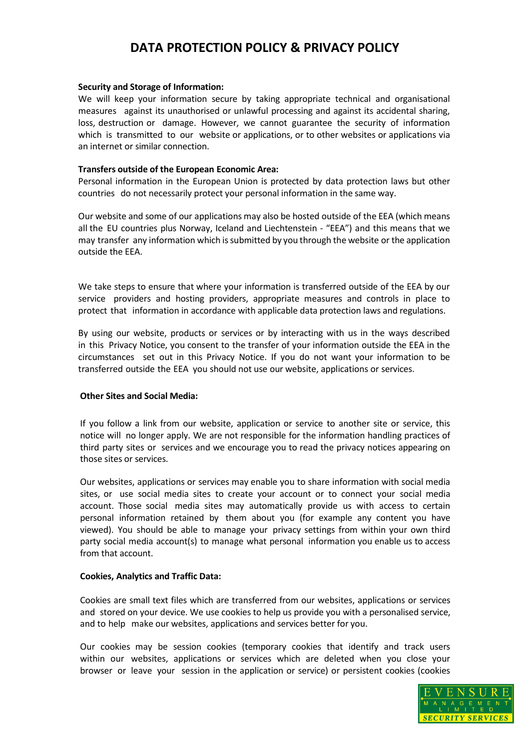# DATA PROTECTION POLICY & PRIVACY POLICY

**Security and Storage of Information:**

We will keep your information secure by taking appropriate technical and organisational measures against its unauthorised or unlawful processing and against its accidental sharing, loss, destruction or damage. However, we cannot guarantee the security of information which is transmitted to our website or applications, or to other websites or applications via an internet or similar connection.

**Transfers outside of the European Economic Area:**

Personal information in the European Union is protected by data protection laws but other countries do not necessarily protect your personal information in the same way.

Our website and some of our applications may also be hosted outside of the EEA (which means all the EU countries plus Norway, Iceland and Liechtenstein - "EEA") and this means that we may transfer any information which is submitted by you through the website or the application outside the EEA.

We take steps to ensure that where your information is transferred outside of the EEA by our service providers and hosting providers, appropriate measures and controls in place to protect that information in accordance with applicable data protection laws and regulations.

By using our website, products or services or by interacting with us in the ways described in this Privacy Notice, you consent to the transfer of your information outside the EEA in the circumstances set out in this Privacy Notice. If you do not want your information to be transferred outside the EEA you should not use our website, applications or services.

**Other Sites and Social Media:**

If you follow a link from our website, application or service to another site or service, this notice will no longer apply. We are not responsible for the information handling practices of third party sites or services and we encourage you to read the privacy notices appearing on those sites or services.

Our websites, applications or services may enable you to share information with social media sites, or use social media sites to create your account or to connect your social media account. Those social media sites may automatically provide us with access to certain personal information retained by them about you (for example any content you have viewed). You should be able to manage your privacy settings from within your own third party social media account(s) to manage what personal information you enable us to access from that account.

**Cookies, Analytics and Traffic Data:**

Cookies are small text files which are transferred from our websites, applications or services and stored on your device. We use cookies to help us provide you with a personalised service, and to help make our websites, applications and services better for you.

Our cookies may be session cookies (temporary cookies that identify and track users within our websites, applications or services which are deleted when you close your browser or leave your session in the application or service) or persistent cookies (cookies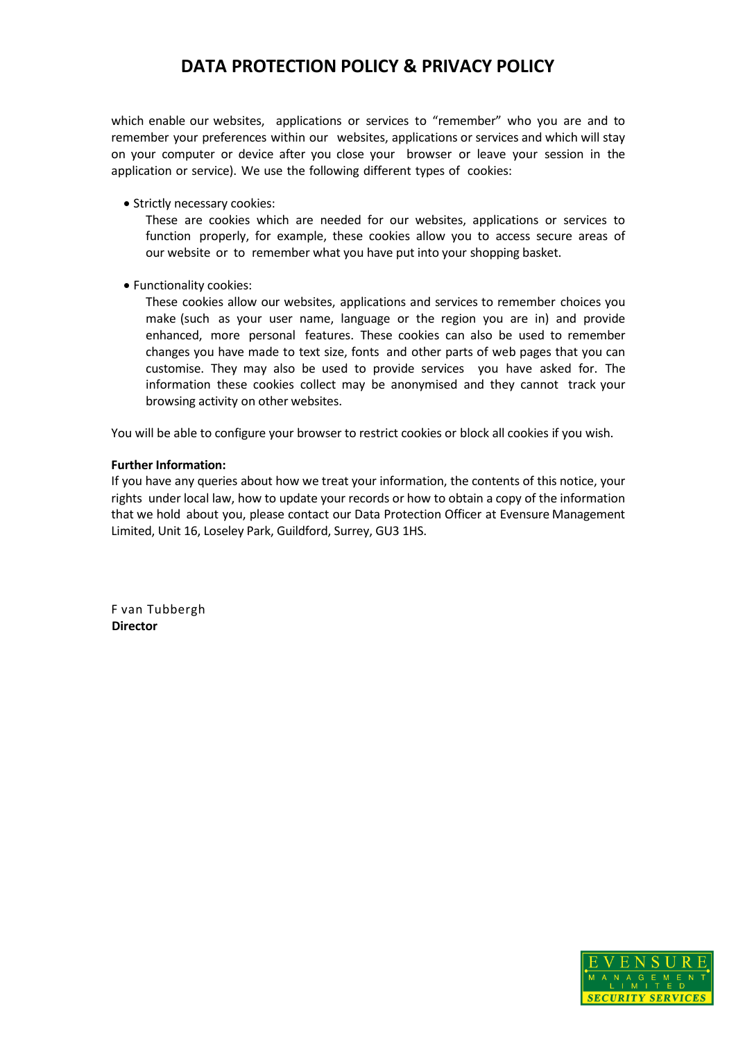which enable our websites, applications or services to "remember" who you are and to remember your preferences within our websites, applications or services and which will stay on your computer or device after you close your browser or leave your session in the application or service). We use the following different types of cookies:

- Strictly necessary cookies:
  These are cookies which are needed for our websites, applications or services to function properly, for example, these cookies allow you to access secure areas of our website or to remember what you have put into your shopping basket.

- Functionality cookies:
  These cookies allow our websites, applications and services to remember choices you make (such as your user name, language or the region you are in) and provide enhanced, more personal features. These cookies can also be used to remember changes you have made to text size, fonts and other parts of web pages that you can customise. They may also be used to provide services you have asked for. The information these cookies collect may be anonymised and they cannot track your browsing activity on other websites.

You will be able to configure your browser to restrict cookies or block all cookies if you wish.

**Further Information:**
If you have any queries about how we treat your information, the contents of this notice, your rights under local law, how to update your records or how to obtain a copy of the information that we hold about you, please contact our Data Protection Officer at Evensure Management Limited, Unit 16, Loseley Park, Guildford, Surrey, GU3 1HS.

F van Tubbergh
**Director**